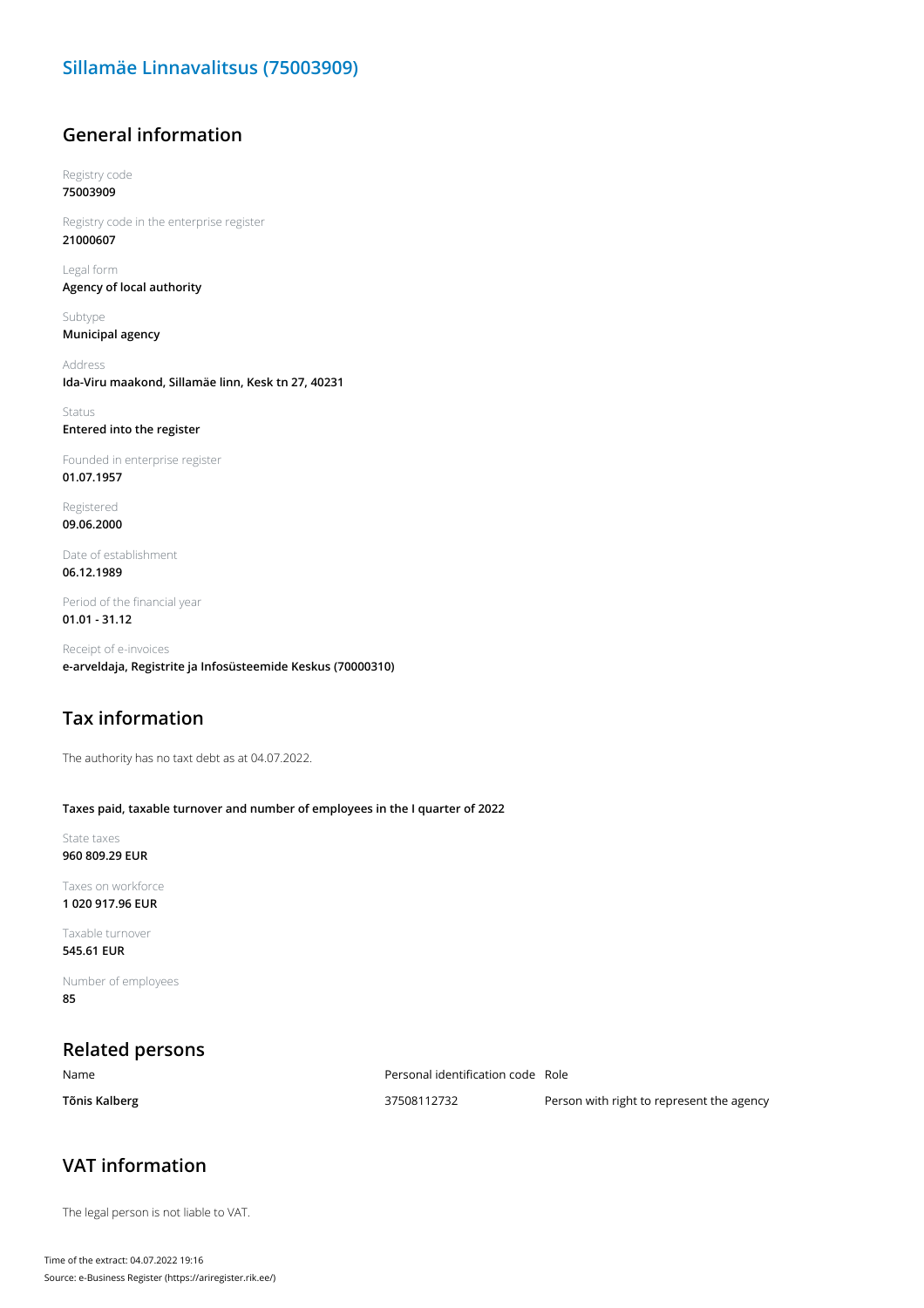# Sillamäe Linnavalitsus (75003909)

## General information

Registry code
**75003909**

Registry code in the enterprise register
**21000607**

Legal form
**Agency of local authority**

Subtype
**Municipal agency**

Address
**Ida-Viru maakond, Sillamäe linn, Kesk tn 27, 40231**

Status
**Entered into the register**

Founded in enterprise register
**01.07.1957**

Registered
**09.06.2000**

Date of establishment
**06.12.1989**

Period of the financial year
**01.01 - 31.12**

Receipt of e-invoices
**e-arveldaja, Registrite ja Infosüsteemide Keskus (70000310)**

## Tax information

The authority has no taxt debt as at 04.07.2022.

**Taxes paid, taxable turnover and number of employees in the I quarter of 2022**

State taxes
**960 809.29 EUR**

Taxes on workforce
**1 020 917.96 EUR**

Taxable turnover
**545.61 EUR**

Number of employees
**85**

## Related persons

| Name | Personal identification code | Role |
| --- | --- | --- |
| **Tõnis Kalberg** | 37508112732 | Person with right to represent the agency |

## VAT information

The legal person is not liable to VAT.

Time of the extract: 04.07.2022 19:16
Source: e-Business Register (https://ariregister.rik.ee/)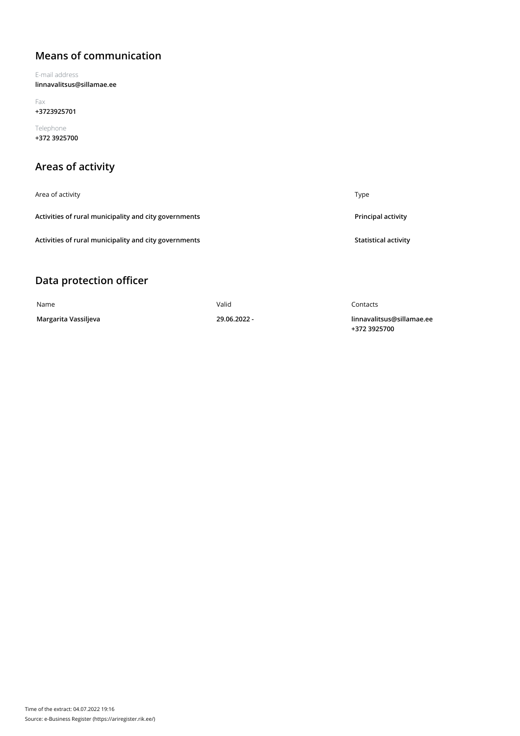## Means of communication

E-mail address
**linnavalitsus@sillamae.ee**

Fax
**+3723925701**

Telephone
**+372 3925700**

## Areas of activity

| Area of activity | Type |
| --- | --- |
| **Activities of rural municipality and city governments** | **Principal activity** |
| **Activities of rural municipality and city governments** | **Statistical activity** |

## Data protection officer

| Name | Valid | Contacts |
| --- | --- | --- |
| **Margarita Vassiljeva** | **29.06.2022 -** | **linnavalitsus@sillamae.ee** **+372 3925700** |

Time of the extract: 04.07.2022 19:16
Source: e-Business Register (https://ariregister.rik.ee/)